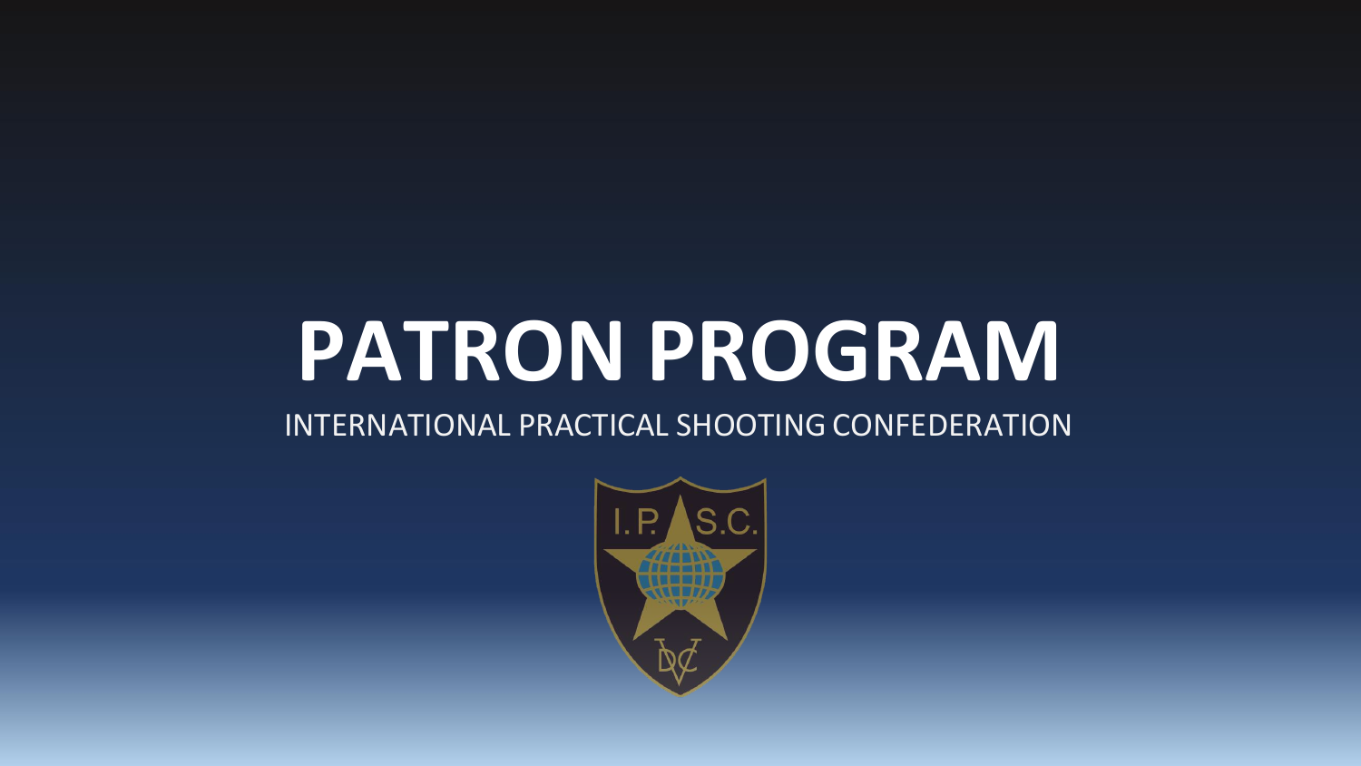# PATRON PROGRAM

INTERNATIONAL PRACTICAL SHOOTING CONFEDERATION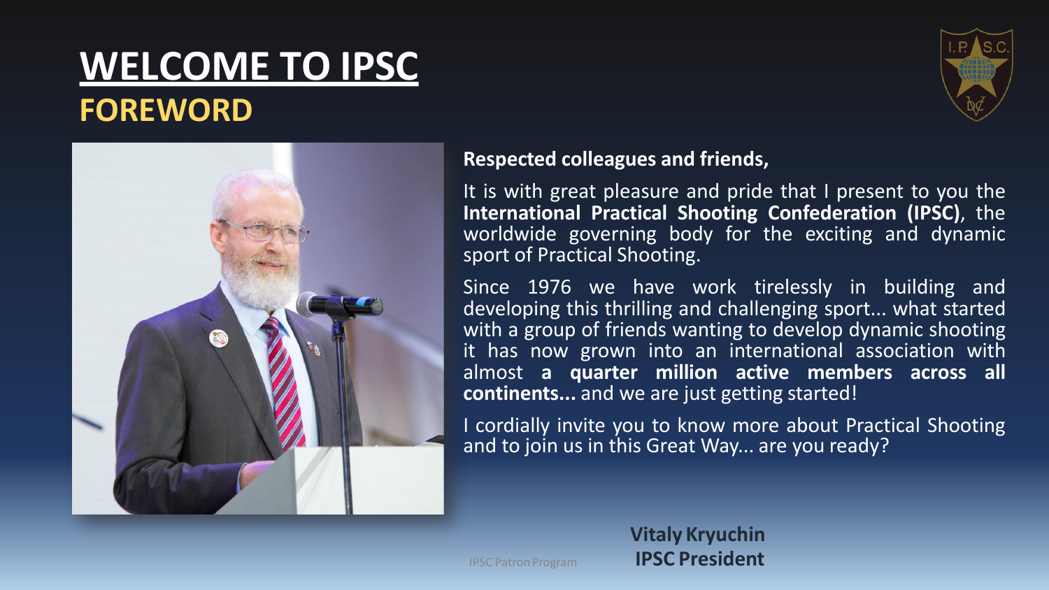# WELCOME TO IPSC

## FOREWORD

**Respected colleagues and friends,**

It is with great pleasure and pride that I present to you the **International Practical Shooting Confederation (IPSC)**, the worldwide governing body for the exciting and dynamic sport of Practical Shooting.

Since 1976 we have work tirelessly in building and developing this thrilling and challenging sport... what started with a group of friends wanting to develop dynamic shooting it has now grown into an international association with almost **a quarter million active members across all continents...** and we are just getting started!

I cordially invite you to know more about Practical Shooting and to join us in this Great Way... are you ready?

**Vitaly Kryuchin**
**IPSC President**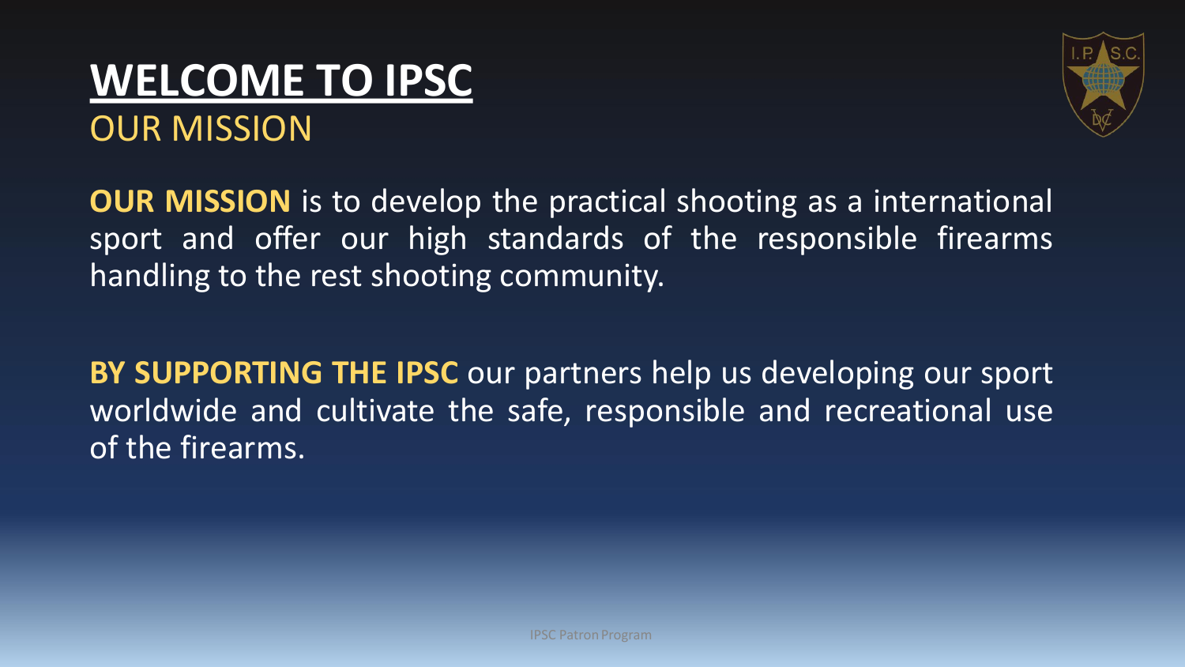# WELCOME TO IPSC

## OUR MISSION

**OUR MISSION** is to develop the practical shooting as a international sport and offer our high standards of the responsible firearms handling to the rest shooting community.

**BY SUPPORTING THE IPSC** our partners help us developing our sport worldwide and cultivate the safe, responsible and recreational use of the firearms.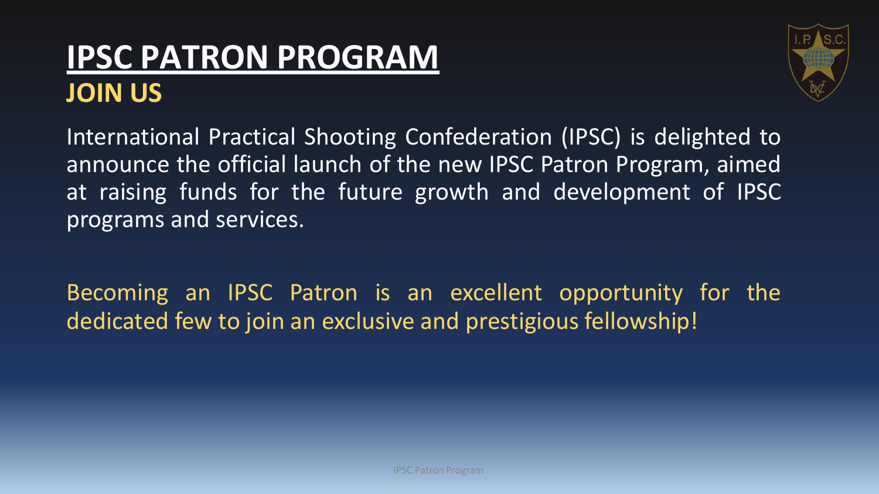# IPSC PATRON PROGRAM

## JOIN US

International Practical Shooting Confederation (IPSC) is delighted to announce the official launch of the new IPSC Patron Program, aimed at raising funds for the future growth and development of IPSC programs and services.

Becoming an IPSC Patron is an excellent opportunity for the dedicated few to join an exclusive and prestigious fellowship!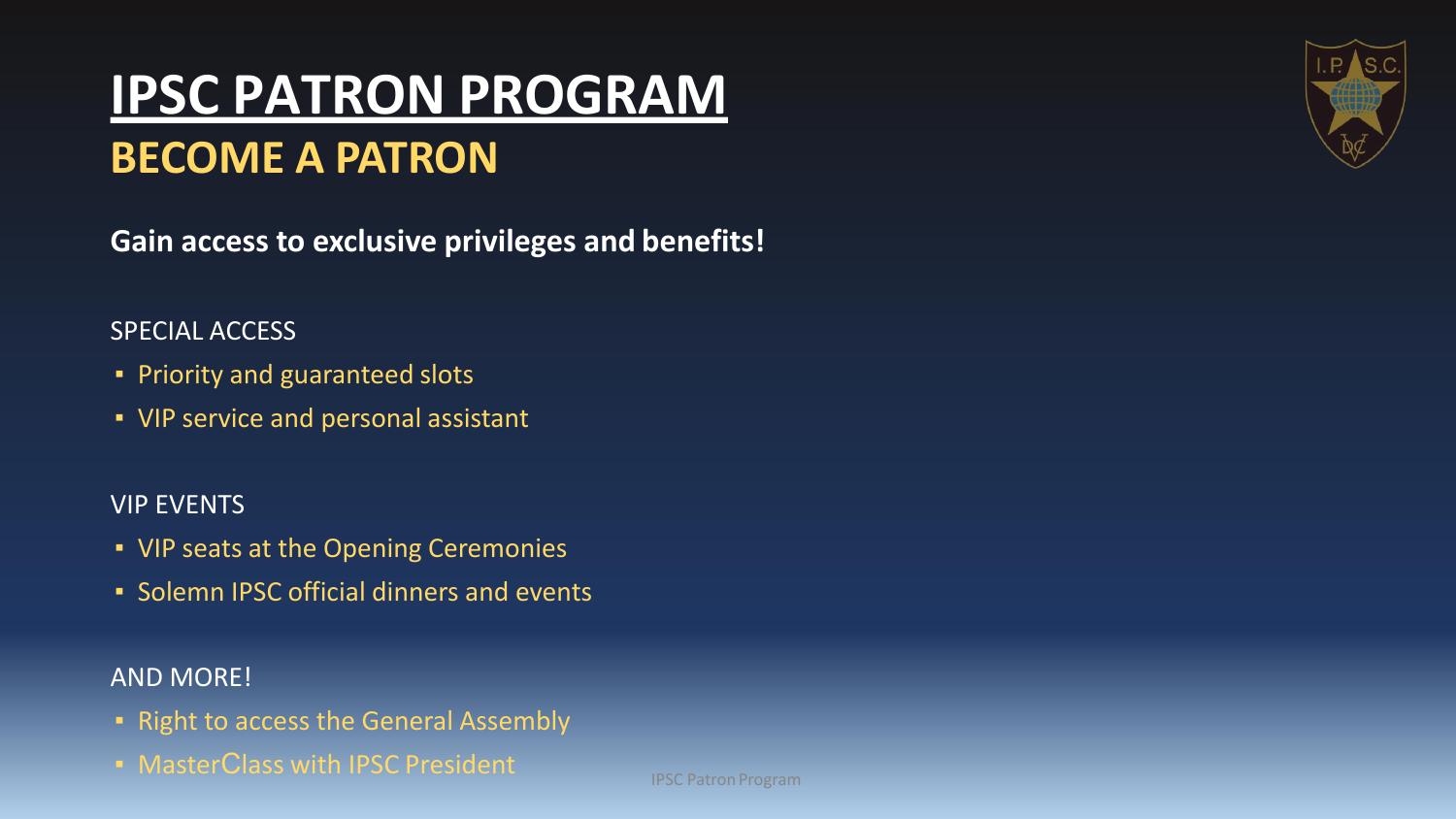# IPSC PATRON PROGRAM

## BECOME A PATRON

**Gain access to exclusive privileges and benefits!**

SPECIAL ACCESS

- Priority and guaranteed slots
- VIP service and personal assistant

VIP EVENTS

- VIP seats at the Opening Ceremonies
- Solemn IPSC official dinners and events

AND MORE!

- Right to access the General Assembly
- MasterClass with IPSC President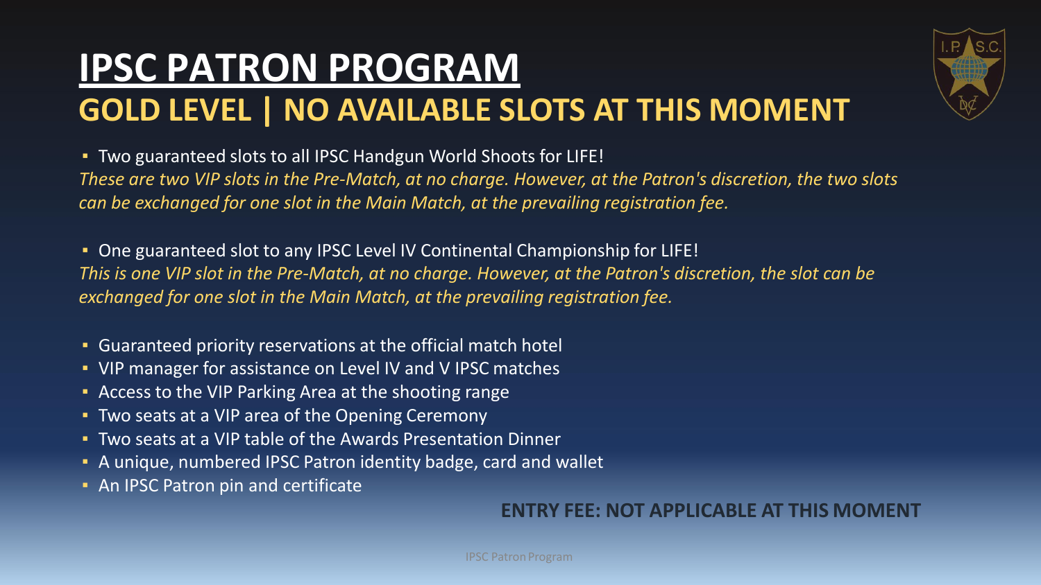# IPSC PATRON PROGRAM

## GOLD LEVEL | NO AVAILABLE SLOTS AT THIS MOMENT

- Two guaranteed slots to all IPSC Handgun World Shoots for LIFE!

*These are two VIP slots in the Pre-Match, at no charge. However, at the Patron's discretion, the two slots can be exchanged for one slot in the Main Match, at the prevailing registration fee.*

- One guaranteed slot to any IPSC Level IV Continental Championship for LIFE!

*This is one VIP slot in the Pre-Match, at no charge. However, at the Patron's discretion, the slot can be exchanged for one slot in the Main Match, at the prevailing registration fee.*

- Guaranteed priority reservations at the official match hotel
- VIP manager for assistance on Level IV and V IPSC matches
- Access to the VIP Parking Area at the shooting range
- Two seats at a VIP area of the Opening Ceremony
- Two seats at a VIP table of the Awards Presentation Dinner
- A unique, numbered IPSC Patron identity badge, card and wallet
- An IPSC Patron pin and certificate

**ENTRY FEE: NOT APPLICABLE AT THIS MOMENT**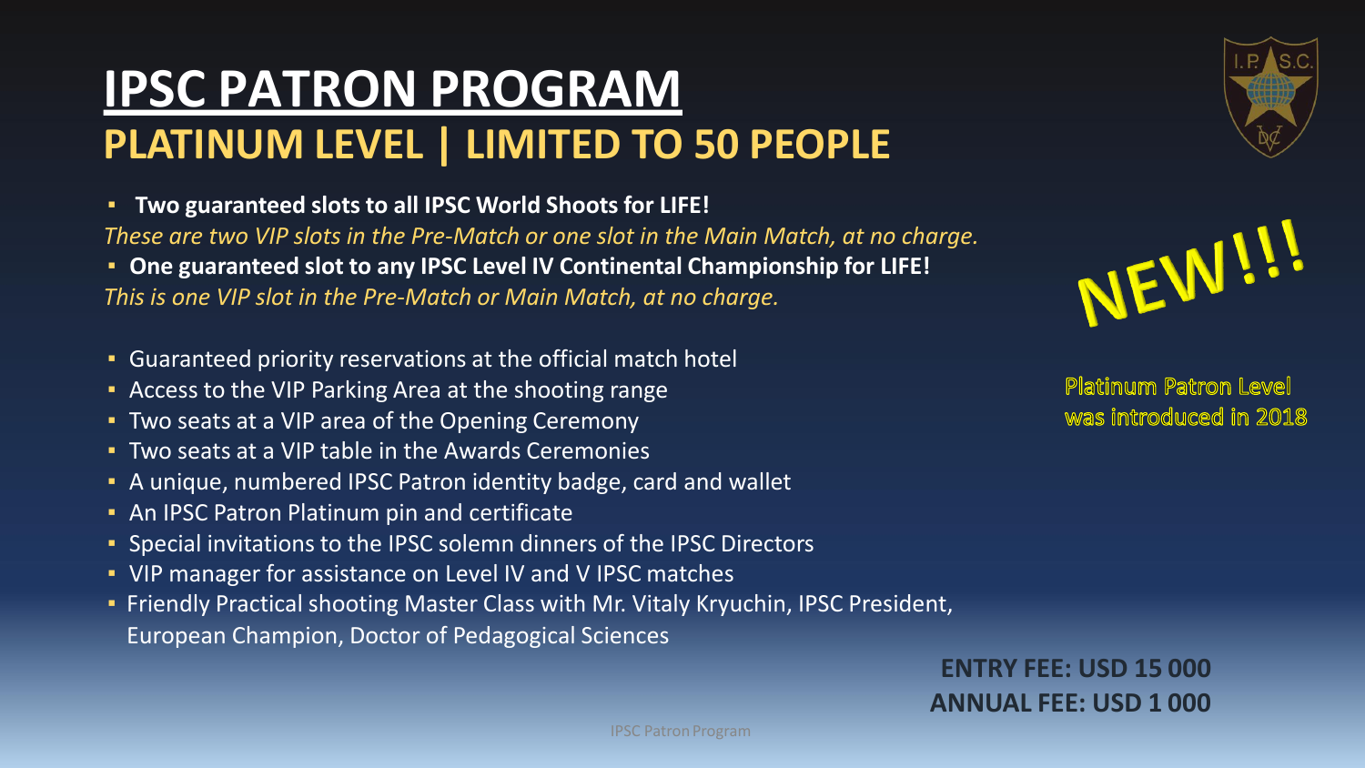# IPSC PATRON PROGRAM

## PLATINUM LEVEL | LIMITED TO 50 PEOPLE

- **Two guaranteed slots to all IPSC World Shoots for LIFE!**

*These are two VIP slots in the Pre-Match or one slot in the Main Match, at no charge.*

- **One guaranteed slot to any IPSC Level IV Continental Championship for LIFE!**

*This is one VIP slot in the Pre-Match or Main Match, at no charge.*

- Guaranteed priority reservations at the official match hotel
- Access to the VIP Parking Area at the shooting range
- Two seats at a VIP area of the Opening Ceremony
- Two seats at a VIP table in the Awards Ceremonies
- A unique, numbered IPSC Patron identity badge, card and wallet
- An IPSC Patron Platinum pin and certificate
- Special invitations to the IPSC solemn dinners of the IPSC Directors
- VIP manager for assistance on Level IV and V IPSC matches
- Friendly Practical shooting Master Class with Mr. Vitaly Kryuchin, IPSC President, European Champion, Doctor of Pedagogical Sciences

NEW!!!

Platinum Patron Level was introduced in 2018

**ENTRY FEE: USD 15 000**
**ANNUAL FEE: USD 1 000**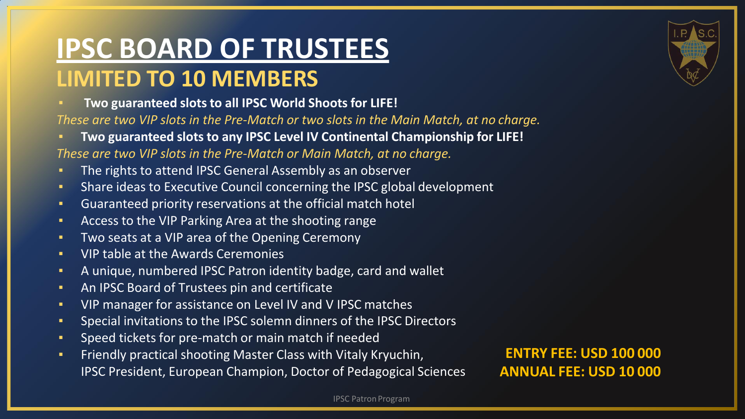# IPSC BOARD OF TRUSTEES

## LIMITED TO 10 MEMBERS

- **Two guaranteed slots to all IPSC World Shoots for LIFE!**

*These are two VIP slots in the Pre-Match or two slots in the Main Match, at no charge.*

- **Two guaranteed slots to any IPSC Level IV Continental Championship for LIFE!**

*These are two VIP slots in the Pre-Match or Main Match, at no charge.*

- The rights to attend IPSC General Assembly as an observer
- Share ideas to Executive Council concerning the IPSC global development
- Guaranteed priority reservations at the official match hotel
- Access to the VIP Parking Area at the shooting range
- Two seats at a VIP area of the Opening Ceremony
- VIP table at the Awards Ceremonies
- A unique, numbered IPSC Patron identity badge, card and wallet
- An IPSC Board of Trustees pin and certificate
- VIP manager for assistance on Level IV and V IPSC matches
- Special invitations to the IPSC solemn dinners of the IPSC Directors
- Speed tickets for pre-match or main match if needed
- Friendly practical shooting Master Class with Vitaly Kryuchin, IPSC President, European Champion, Doctor of Pedagogical Sciences

**ENTRY FEE: USD 100 000**
**ANNUAL FEE: USD 10 000**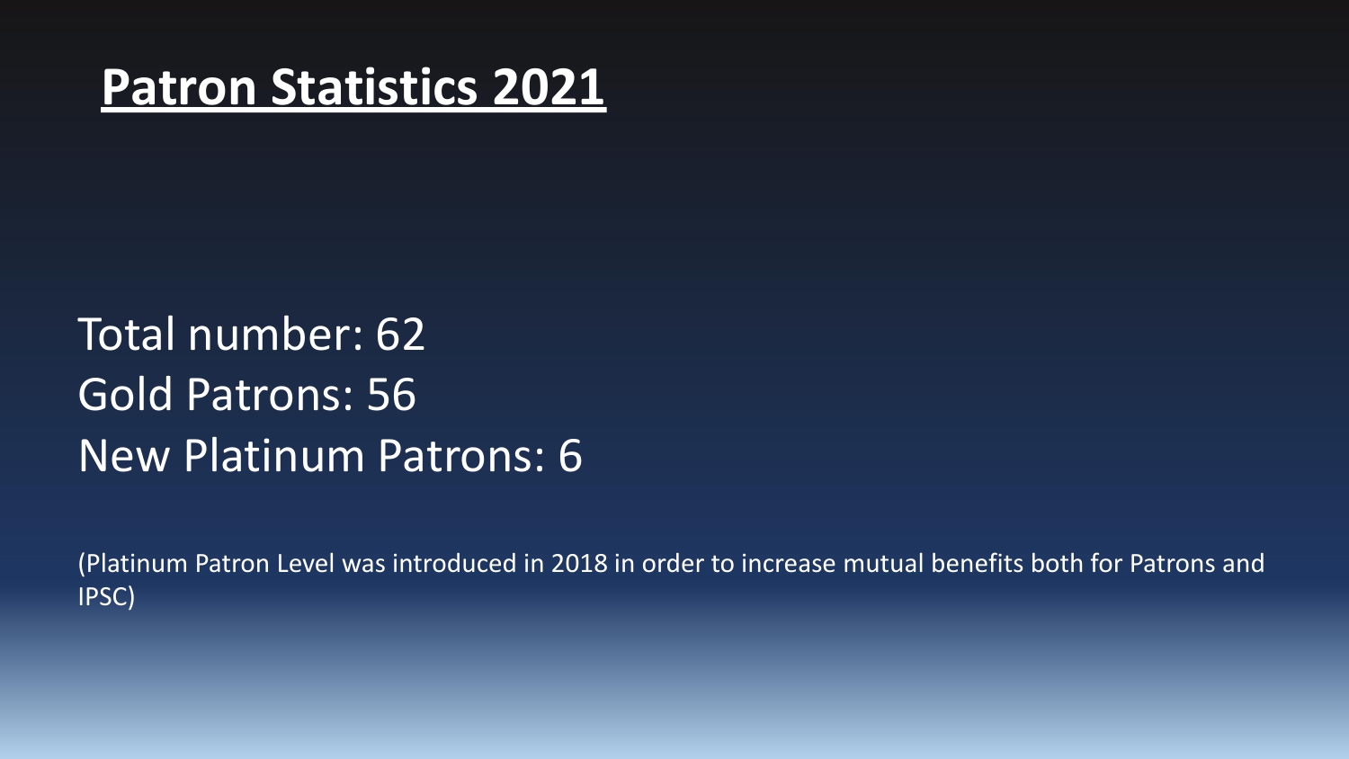# **Patron Statistics 2021**

Total number: 62
Gold Patrons: 56
New Platinum Patrons: 6

(Platinum Patron Level was introduced in 2018 in order to increase mutual benefits both for Patrons and IPSC)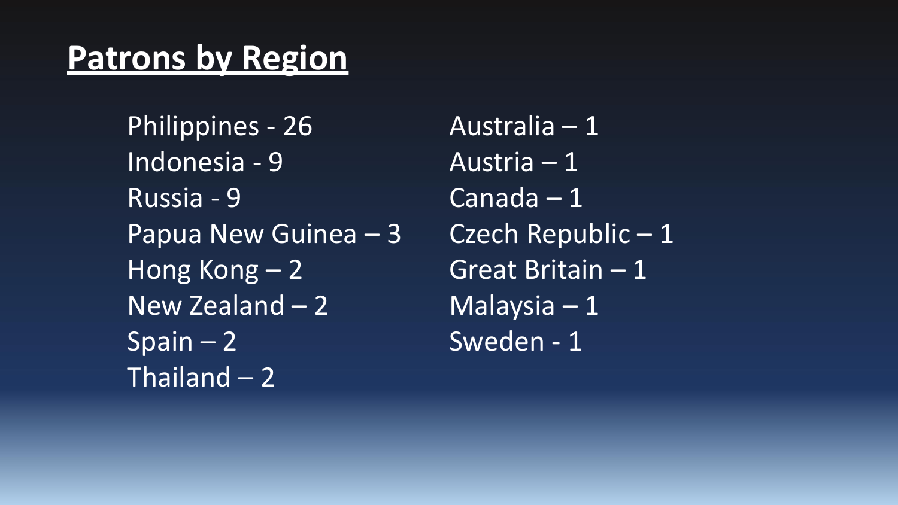## Patrons by Region

Philippines - 26
Indonesia - 9
Russia - 9
Papua New Guinea – 3
Hong Kong – 2
New Zealand – 2
Spain – 2
Thailand – 2
Australia – 1
Austria – 1
Canada – 1
Czech Republic – 1
Great Britain – 1
Malaysia – 1
Sweden - 1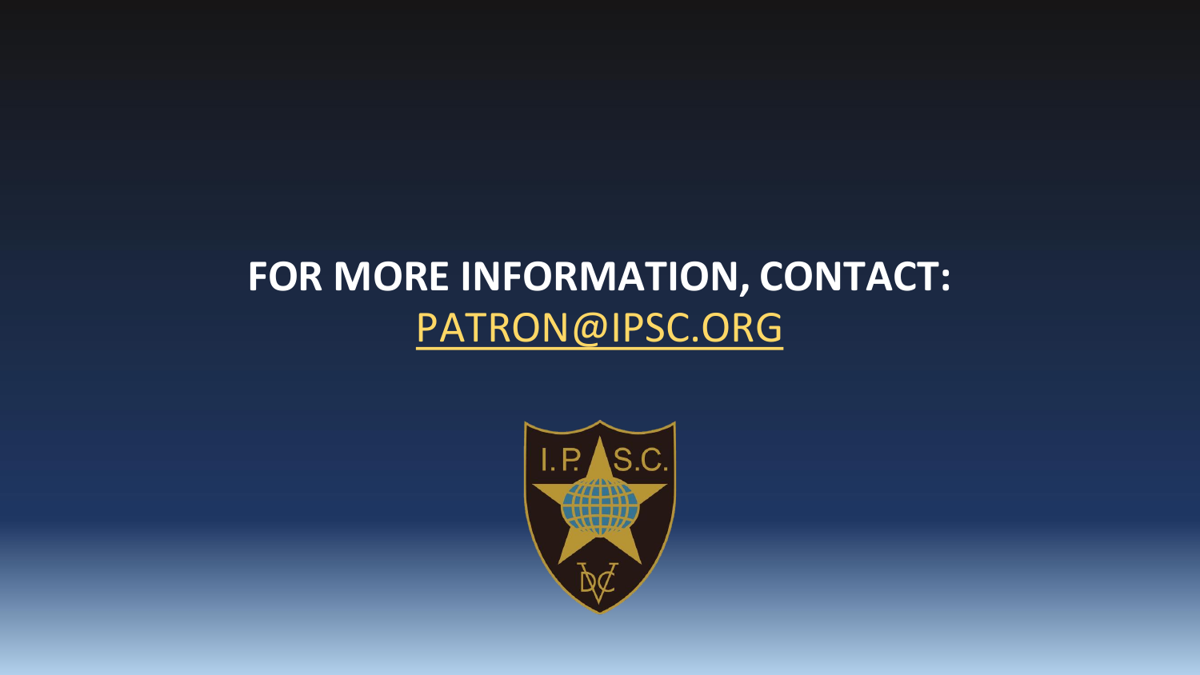**FOR MORE INFORMATION, CONTACT:**
PATRON@IPSC.ORG